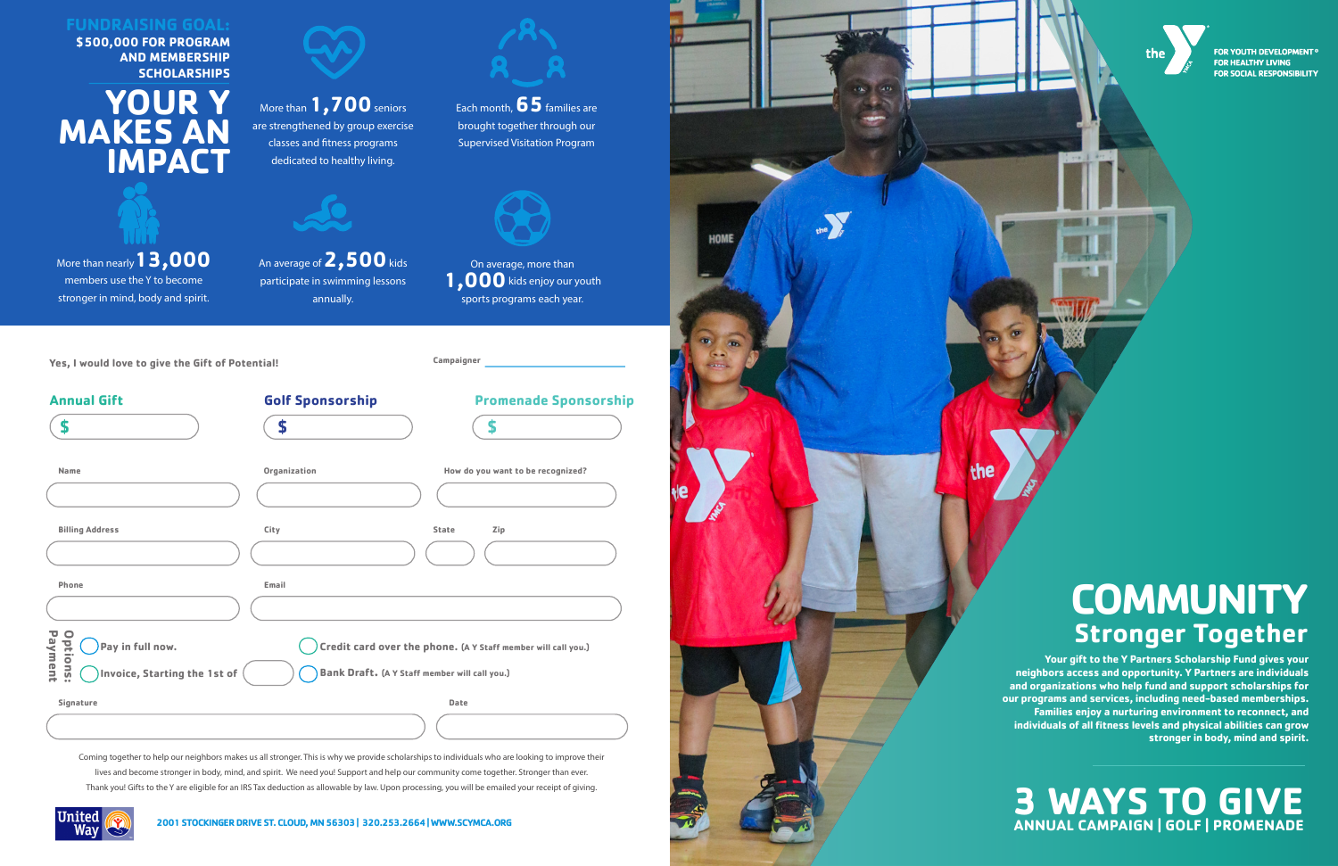**FUNDRAISING GOAL:**
**$500,000 FOR PROGRAM AND MEMBERSHIP SCHOLARSHIPS**

# YOUR Y MAKES AN IMPACT

More than **1,700** seniors are strengthened by group exercise classes and fitness programs dedicated to healthy living.

Each month, **65** families are brought together through our Supervised Visitation Program

More than nearly **13,000** members use the Y to become stronger in mind, body and spirit.

An average of **2,500** kids participate in swimming lessons annually.

On average, more than **1,000** kids enjoy our youth sports programs each year.

**Yes, I would love to give the Gift of Potential!**

Campaigner ____________________

| Annual Gift | Golf Sponsorship | Promenade Sponsorship |
|---|---|---|
| $ | $ | $ |

Name ____________________ Organization ____________________ How do you want to be recognized? ____________________

Billing Address ____________________ City ____________________ State ______ Zip ____________

Phone ____________________ Email ____________________

**Payment Options:**

- ◯ Pay in full now.
- ◯ Invoice, Starting the 1st of ________
- ◯ Credit card over the phone. (A Y Staff member will call you.)
- ◯ Bank Draft. (A Y Staff member will call you.)

Signature ____________________ Date ____________________

Coming together to help our neighbors makes us all stronger. This is why we provide scholarships to individuals who are looking to improve their lives and become stronger in body, mind, and spirit. We need you! Support and help our community come together. Stronger than ever. Thank you! Gifts to the Y are eligible for an IRS Tax deduction as allowable by law. Upon processing, you will be emailed your receipt of giving.

United Way

2001 STOCKINGER DRIVE ST. CLOUD, MN 56303 | 320.253.2664 | WWW.SCYMCA.ORG

the Y — FOR YOUTH DEVELOPMENT® FOR HEALTHY LIVING FOR SOCIAL RESPONSIBILITY

# COMMUNITY
## Stronger Together

Your gift to the Y Partners Scholarship Fund gives your neighbors access and opportunity. Y Partners are individuals and organizations who help fund and support scholarships for our programs and services, including need-based memberships. Families enjoy a nurturing environment to reconnect, and individuals of all fitness levels and physical abilities can grow stronger in body, mind and spirit.

# 3 WAYS TO GIVE
**ANNUAL CAMPAIGN | GOLF | PROMENADE**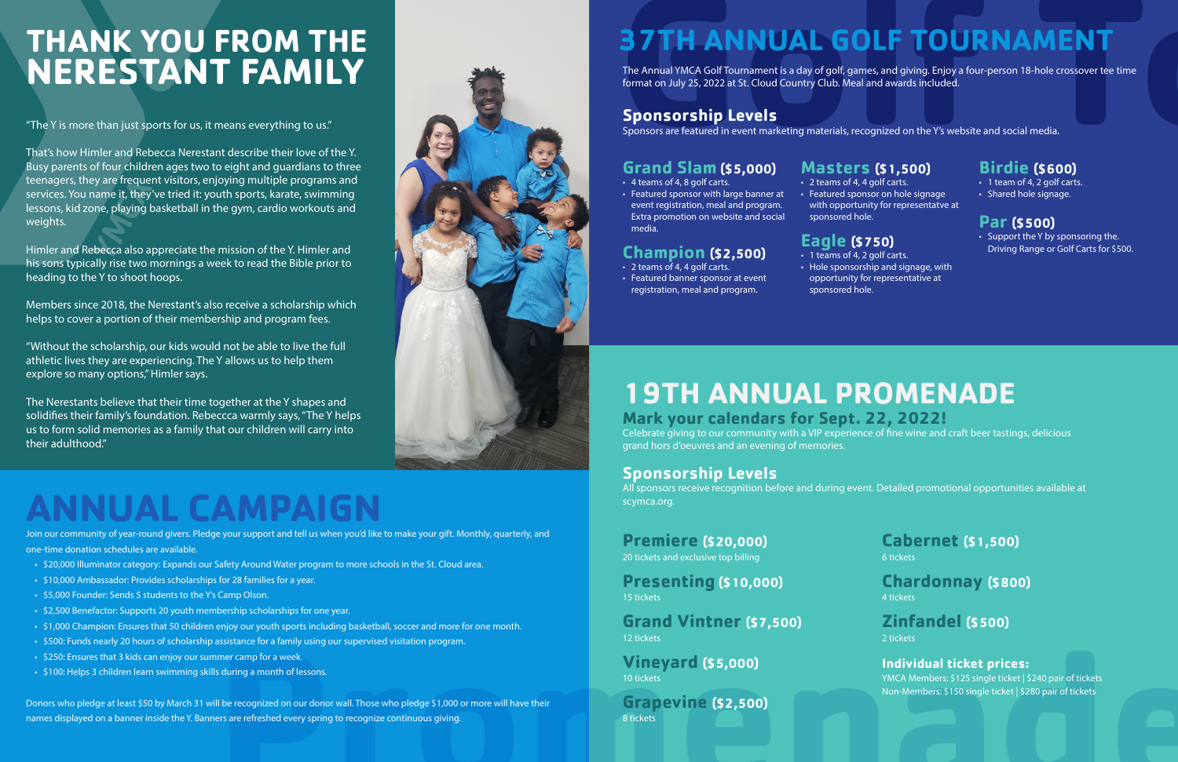# THANK YOU FROM THE NERESTANT FAMILY

"The Y is more than just sports for us, it means everything to us."

That's how Himler and Rebecca Nerestant describe their love of the Y. Busy parents of four children ages two to eight and guardians to three teenagers, they are frequent visitors, enjoying multiple programs and services. You name it, they've tried it: youth sports, karate, swimming lessons, kid zone, playing basketball in the gym, cardio workouts and weights.

Himler and Rebecca also appreciate the mission of the Y. Himler and his sons typically rise two mornings a week to read the Bible prior to heading to the Y to shoot hoops.

Members since 2018, the Nerestant's also receive a scholarship which helps to cover a portion of their membership and program fees.

"Without the scholarship, our kids would not be able to live the full athletic lives they are experiencing. The Y allows us to help them explore so many options," Himler says.

The Nerestants believe that their time together at the Y shapes and solidifies their family's foundation. Rebeccca warmly says, "The Y helps us to form solid memories as a family that our children will carry into their adulthood."

# ANNUAL CAMPAIGN

Join our community of year-round givers. Pledge your support and tell us when you'd like to make your gift. Monthly, quarterly, and one-time donation schedules are available.

- $20,000 Illuminator category: Expands our Safety Around Water program to more schools in the St. Cloud area.
- $10,000 Ambassador: Provides scholarships for 28 families for a year.
- $5,000 Founder: Sends 5 students to the Y's Camp Olson.
- $2,500 Benefactor: Supports 20 youth membership scholarships for one year.
- $1,000 Champion: Ensures that 50 children enjoy our youth sports including basketball, soccer and more for one month.
- $500: Funds nearly 20 hours of scholarship assistance for a family using our supervised visitation program.
- $250: Ensures that 3 kids can enjoy our summer camp for a week.
- $100: Helps 3 children learn swimming skills during a month of lessons.

Donors who pledge at least $50 by March 31 will be recognized on our donor wall. Those who pledge $1,000 or more will have their names displayed on a banner inside the Y. Banners are refreshed every spring to recognize continuous giving.

# 37TH ANNUAL GOLF TOURNAMENT

The Annual YMCA Golf Tournament is a day of golf, games, and giving. Enjoy a four-person 18-hole crossover tee time format on July 25, 2022 at St. Cloud Country Club. Meal and awards included.

## Sponsorship Levels

Sponsors are featured in event marketing materials, recognized on the Y's website and social media.

### Grand Slam ($5,000)
- 4 teams of 4, 8 golf carts.
- Featured sponsor with large banner at event registration, meal and program. Extra promotion on website and social media.

### Champion ($2,500)
- 2 teams of 4, 4 golf carts.
- Featured banner sponsor at event registration, meal and program.

### Masters ($1,500)
- 2 teams of 4, 4 golf carts.
- Featured sponsor on hole signage with opportunity for representatve at sponsored hole.

### Eagle ($750)
- 1 teams of 4, 2 golf carts.
- Hole sponsorship and signage, with opportunity for representative at sponsored hole.

### Birdie ($600)
- 1 team of 4, 2 golf carts.
- Shared hole signage.

### Par ($500)
- Support the Y by sponsoring the. Driving Range or Golf Carts for $500.

# 19TH ANNUAL PROMENADE

## Mark your calendars for Sept. 22, 2022!

Celebrate giving to our community with a VIP experience of fine wine and craft beer tastings, delicious grand hors d'oeuvres and an evening of memories.

## Sponsorship Levels

All sponsors receive recognition before and during event. Detailed promotional opportunities available at scymca.org.

### Premiere ($20,000)
20 tickets and exclusive top billing

### Presenting ($10,000)
15 tickets

### Grand Vintner ($7,500)
12 tickets

### Vineyard ($5,000)
10 tickets

### Grapevine ($2,500)
8 tickets

### Cabernet ($1,500)
6 tickets

### Chardonnay ($800)
4 tickets

### Zinfandel ($500)
2 tickets

### Individual ticket prices:
YMCA Members: $125 single ticket | $240 pair of tickets
Non-Members: $150 single ticket | $280 pair of tickets